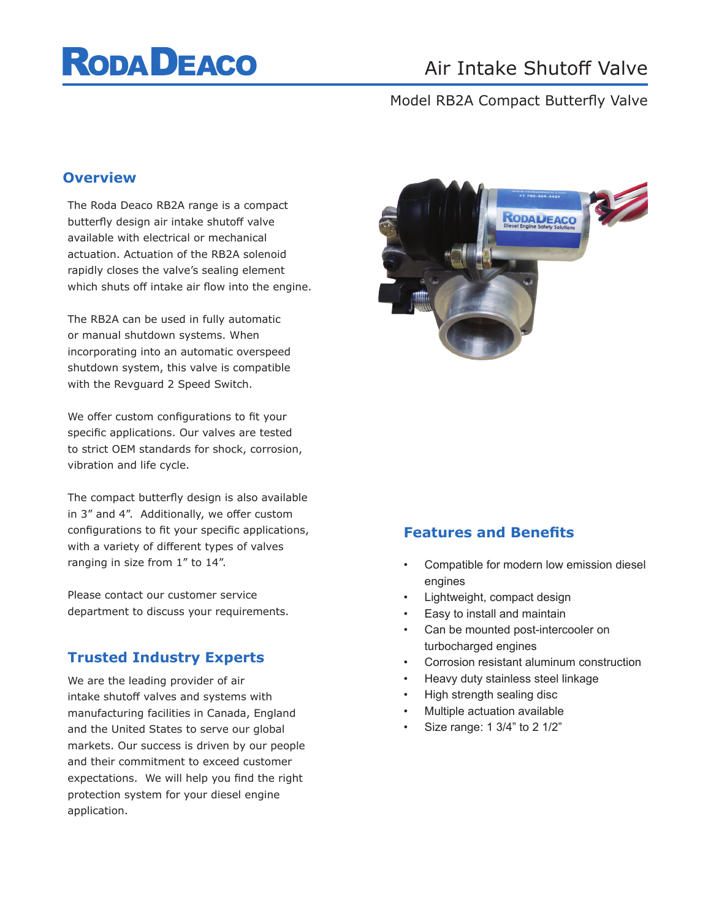# Air Intake Shutoff Valve

Model RB2A Compact Butterfly Valve

## Overview

The Roda Deaco RB2A range is a compact butterfly design air intake shutoff valve available with electrical or mechanical actuation. Actuation of the RB2A solenoid rapidly closes the valve's sealing element which shuts off intake air flow into the engine.

The RB2A can be used in fully automatic or manual shutdown systems. When incorporating into an automatic overspeed shutdown system, this valve is compatible with the Revguard 2 Speed Switch.

We offer custom configurations to fit your specific applications. Our valves are tested to strict OEM standards for shock, corrosion, vibration and life cycle.

The compact butterfly design is also available in 3" and 4". Additionally, we offer custom configurations to fit your specific applications, with a variety of different types of valves ranging in size from 1" to 14".

Please contact our customer service department to discuss your requirements.

## Trusted Industry Experts

We are the leading provider of air intake shutoff valves and systems with manufacturing facilities in Canada, England and the United States to serve our global markets. Our success is driven by our people and their commitment to exceed customer expectations. We will help you find the right protection system for your diesel engine application.

## Features and Benefits

- Compatible for modern low emission diesel engines
- Lightweight, compact design
- Easy to install and maintain
- Can be mounted post-intercooler on turbocharged engines
- Corrosion resistant aluminum construction
- Heavy duty stainless steel linkage
- High strength sealing disc
- Multiple actuation available
- Size range: 1 3/4" to 2 1/2"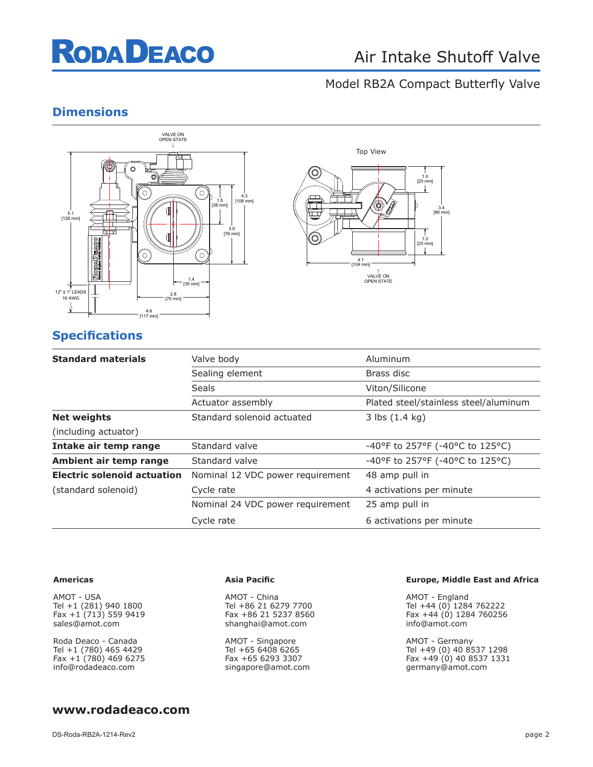# Air Intake Shutoff Valve

## Model RB2A Compact Butterfly Valve

## Dimensions

VALVE ON
OPEN STATE

5.1
[128 mm]

1.5
[38 mm]

4.3
[108 mm]

3.0
[76 mm]

1.4
[35 mm]

12" ± 1" LEADS
16 AWG

2.8
[70 mm]

4.6
[117 mm]

Top View

1.0
[25 mm]

3.4
[86 mm]

1.0
[25 mm]

4.1
[104 mm]

VALVE ON
OPEN STATE

## Specifications

| | | |
|---|---|---|
| **Standard materials** | Valve body | Aluminum |
| | Sealing element | Brass disc |
| | Seals | Viton/Silicone |
| | Actuator assembly | Plated steel/stainless steel/aluminum |
| **Net weights** (including actuator) | Standard solenoid actuated | 3 lbs (1.4 kg) |
| **Intake air temp range** | Standard valve | -40°F to 257°F (-40°C to 125°C) |
| **Ambient air temp range** | Standard valve | -40°F to 257°F (-40°C to 125°C) |
| **Electric solenoid actuation** (standard solenoid) | Nominal 12 VDC power requirement | 48 amp pull in |
| | Cycle rate | 4 activations per minute |
| | Nominal 24 VDC power requirement | 25 amp pull in |
| | Cycle rate | 6 activations per minute |

**Americas**

AMOT - USA
Tel +1 (281) 940 1800
Fax +1 (713) 559 9419
sales@amot.com

Roda Deaco - Canada
Tel +1 (780) 465 4429
Fax +1 (780) 469 6275
info@rodadeaco.com

**Asia Pacific**

AMOT - China
Tel +86 21 6279 7700
Fax +86 21 5237 8560
shanghai@amot.com

AMOT - Singapore
Tel +65 6408 6265
Fax +65 6293 3307
singapore@amot.com

**Europe, Middle East and Africa**

AMOT - England
Tel +44 (0) 1284 762222
Fax +44 (0) 1284 760256
info@amot.com

AMOT - Germany
Tel +49 (0) 40 8537 1298
Fax +49 (0) 40 8537 1331
germany@amot.com

**www.rodadeaco.com**

DS-Roda-RB2A-1214-Rev2